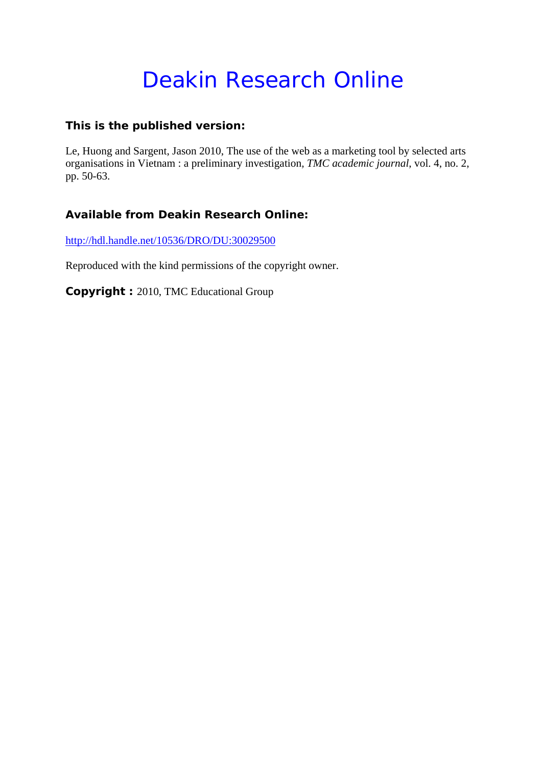# Deakin Research Online

### This is the published version:

Le, Huong and Sargent, Jason 2010, The use of the web as a marketing tool by selected arts organisations in Vietnam : a preliminary investigation, *TMC academic journal*, vol. 4, no. 2, pp. 50-63.

### Available from Deakin Research Online:

http://hdl.handle.net/10536/DRO/DU:30029500

Reproduced with the kind permissions of the copyright owner.

**Copyright :** 2010, TMC Educational Group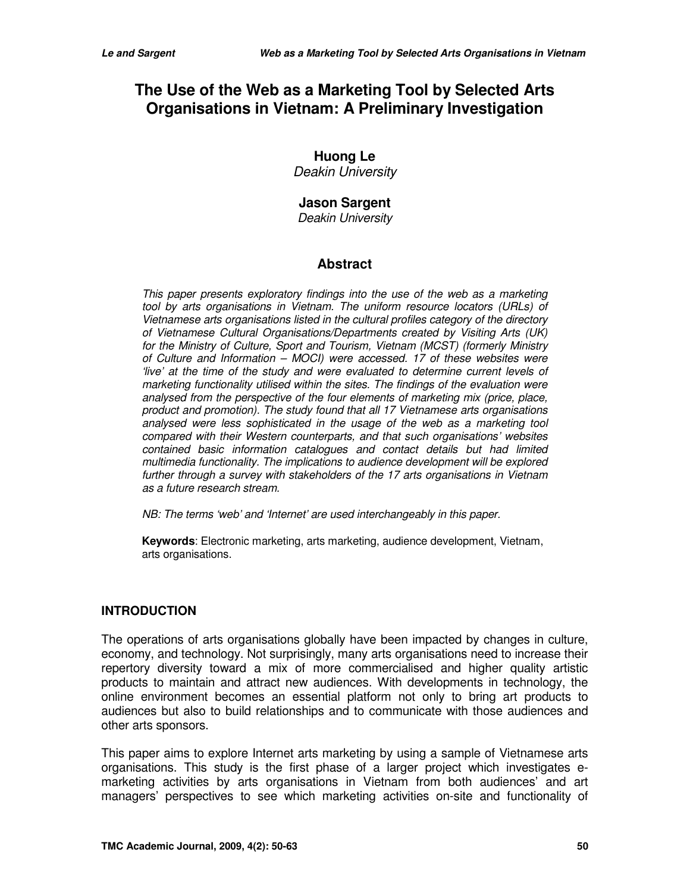# The Use of the Web as a Marketing Tool by Selected Arts Organisations in Vietnam: A Preliminary Investigation

**Huong Le**
*Deakin University*

**Jason Sargent**
*Deakin University*

## Abstract

*This paper presents exploratory findings into the use of the web as a marketing tool by arts organisations in Vietnam. The uniform resource locators (URLs) of Vietnamese arts organisations listed in the cultural profiles category of the directory of Vietnamese Cultural Organisations/Departments created by Visiting Arts (UK) for the Ministry of Culture, Sport and Tourism, Vietnam (MCST) (formerly Ministry of Culture and Information – MOCI) were accessed. 17 of these websites were 'live' at the time of the study and were evaluated to determine current levels of marketing functionality utilised within the sites. The findings of the evaluation were analysed from the perspective of the four elements of marketing mix (price, place, product and promotion). The study found that all 17 Vietnamese arts organisations analysed were less sophisticated in the usage of the web as a marketing tool compared with their Western counterparts, and that such organisations' websites contained basic information catalogues and contact details but had limited multimedia functionality. The implications to audience development will be explored further through a survey with stakeholders of the 17 arts organisations in Vietnam as a future research stream.*

*NB: The terms 'web' and 'Internet' are used interchangeably in this paper.*

**Keywords**: Electronic marketing, arts marketing, audience development, Vietnam, arts organisations.

## INTRODUCTION

The operations of arts organisations globally have been impacted by changes in culture, economy, and technology. Not surprisingly, many arts organisations need to increase their repertory diversity toward a mix of more commercialised and higher quality artistic products to maintain and attract new audiences. With developments in technology, the online environment becomes an essential platform not only to bring art products to audiences but also to build relationships and to communicate with those audiences and other arts sponsors.

This paper aims to explore Internet arts marketing by using a sample of Vietnamese arts organisations. This study is the first phase of a larger project which investigates e-marketing activities by arts organisations in Vietnam from both audiences' and art managers' perspectives to see which marketing activities on-site and functionality of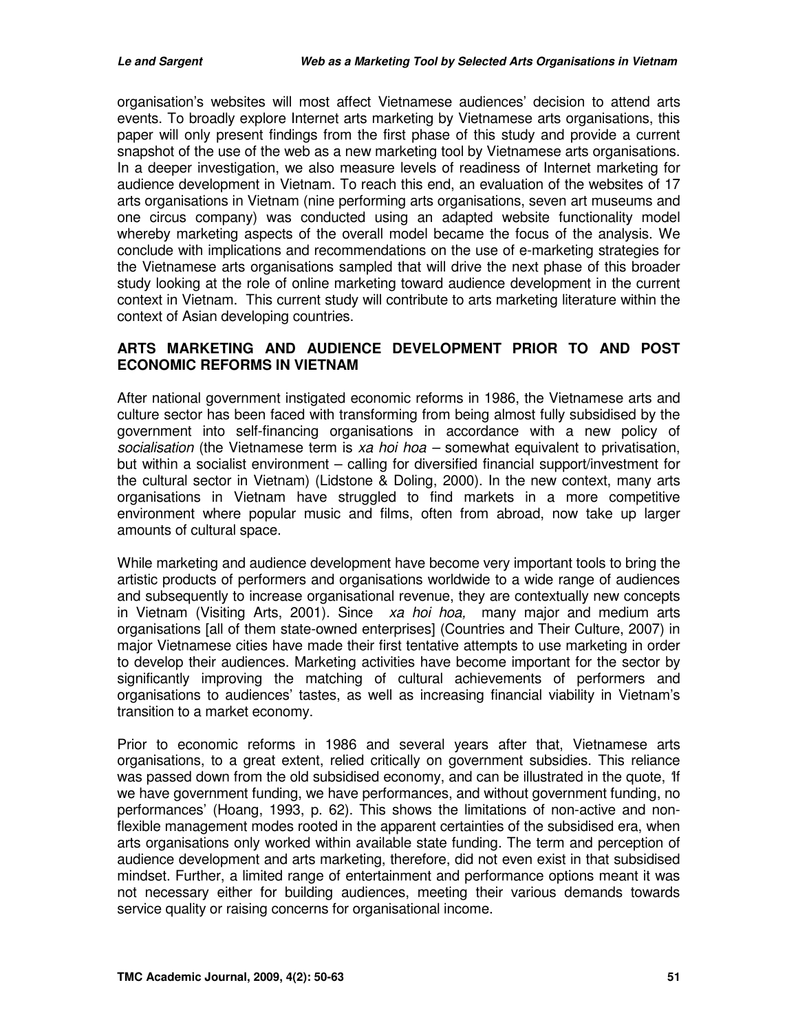organisation's websites will most affect Vietnamese audiences' decision to attend arts events. To broadly explore Internet arts marketing by Vietnamese arts organisations, this paper will only present findings from the first phase of this study and provide a current snapshot of the use of the web as a new marketing tool by Vietnamese arts organisations. In a deeper investigation, we also measure levels of readiness of Internet marketing for audience development in Vietnam. To reach this end, an evaluation of the websites of 17 arts organisations in Vietnam (nine performing arts organisations, seven art museums and one circus company) was conducted using an adapted website functionality model whereby marketing aspects of the overall model became the focus of the analysis. We conclude with implications and recommendations on the use of e-marketing strategies for the Vietnamese arts organisations sampled that will drive the next phase of this broader study looking at the role of online marketing toward audience development in the current context in Vietnam. This current study will contribute to arts marketing literature within the context of Asian developing countries.

## ARTS MARKETING AND AUDIENCE DEVELOPMENT PRIOR TO AND POST ECONOMIC REFORMS IN VIETNAM

After national government instigated economic reforms in 1986, the Vietnamese arts and culture sector has been faced with transforming from being almost fully subsidised by the government into self-financing organisations in accordance with a new policy of *socialisation* (the Vietnamese term is *xa hoi hoa* – somewhat equivalent to privatisation, but within a socialist environment – calling for diversified financial support/investment for the cultural sector in Vietnam) (Lidstone & Doling, 2000). In the new context, many arts organisations in Vietnam have struggled to find markets in a more competitive environment where popular music and films, often from abroad, now take up larger amounts of cultural space.

While marketing and audience development have become very important tools to bring the artistic products of performers and organisations worldwide to a wide range of audiences and subsequently to increase organisational revenue, they are contextually new concepts in Vietnam (Visiting Arts, 2001). Since *xa hoi hoa,* many major and medium arts organisations [all of them state-owned enterprises] (Countries and Their Culture, 2007) in major Vietnamese cities have made their first tentative attempts to use marketing in order to develop their audiences. Marketing activities have become important for the sector by significantly improving the matching of cultural achievements of performers and organisations to audiences' tastes, as well as increasing financial viability in Vietnam's transition to a market economy.

Prior to economic reforms in 1986 and several years after that, Vietnamese arts organisations, to a great extent, relied critically on government subsidies. This reliance was passed down from the old subsidised economy, and can be illustrated in the quote, 'If we have government funding, we have performances, and without government funding, no performances' (Hoang, 1993, p. 62). This shows the limitations of non-active and non-flexible management modes rooted in the apparent certainties of the subsidised era, when arts organisations only worked within available state funding. The term and perception of audience development and arts marketing, therefore, did not even exist in that subsidised mindset. Further, a limited range of entertainment and performance options meant it was not necessary either for building audiences, meeting their various demands towards service quality or raising concerns for organisational income.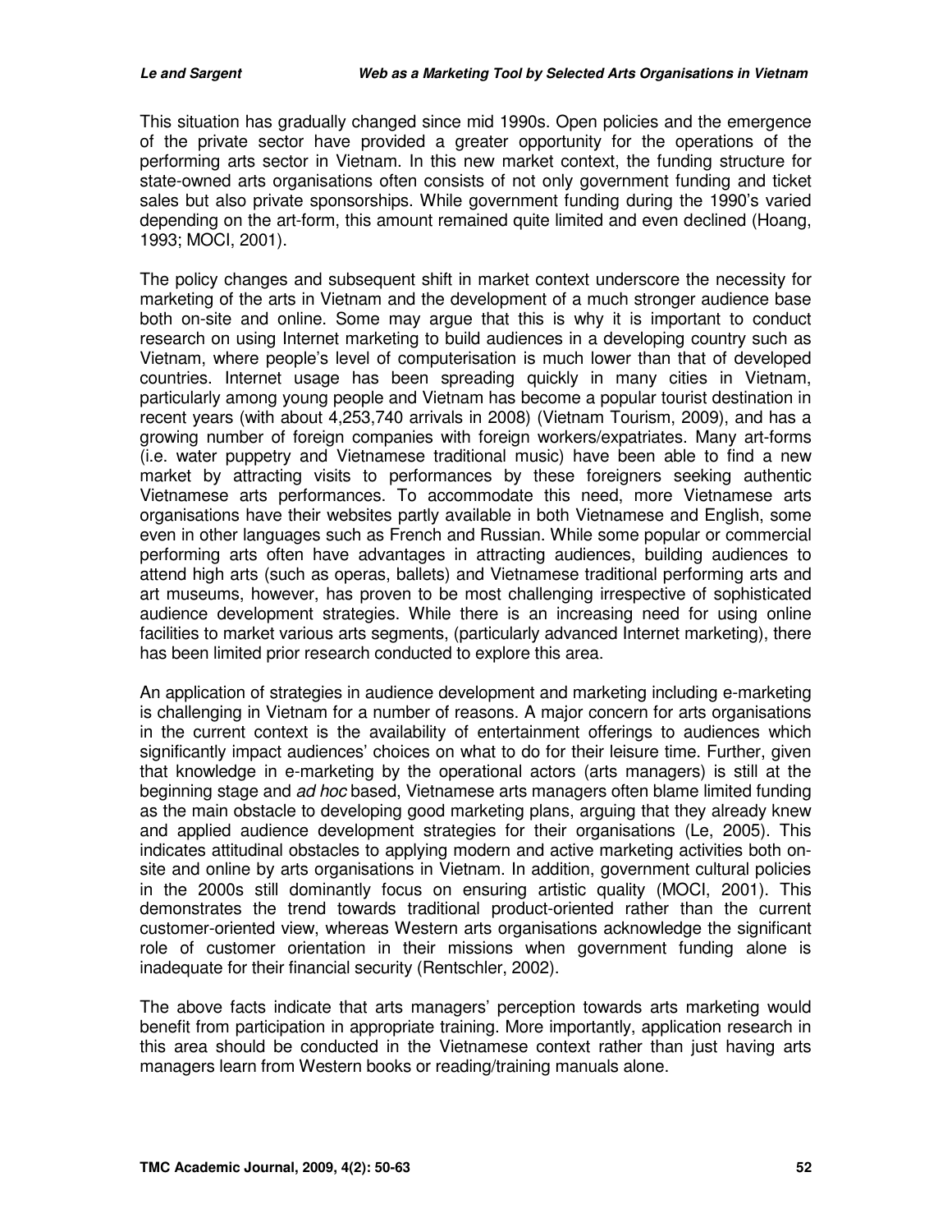This situation has gradually changed since mid 1990s. Open policies and the emergence of the private sector have provided a greater opportunity for the operations of the performing arts sector in Vietnam. In this new market context, the funding structure for state-owned arts organisations often consists of not only government funding and ticket sales but also private sponsorships. While government funding during the 1990's varied depending on the art-form, this amount remained quite limited and even declined (Hoang, 1993; MOCI, 2001).

The policy changes and subsequent shift in market context underscore the necessity for marketing of the arts in Vietnam and the development of a much stronger audience base both on-site and online. Some may argue that this is why it is important to conduct research on using Internet marketing to build audiences in a developing country such as Vietnam, where people's level of computerisation is much lower than that of developed countries. Internet usage has been spreading quickly in many cities in Vietnam, particularly among young people and Vietnam has become a popular tourist destination in recent years (with about 4,253,740 arrivals in 2008) (Vietnam Tourism, 2009), and has a growing number of foreign companies with foreign workers/expatriates. Many art-forms (i.e. water puppetry and Vietnamese traditional music) have been able to find a new market by attracting visits to performances by these foreigners seeking authentic Vietnamese arts performances. To accommodate this need, more Vietnamese arts organisations have their websites partly available in both Vietnamese and English, some even in other languages such as French and Russian. While some popular or commercial performing arts often have advantages in attracting audiences, building audiences to attend high arts (such as operas, ballets) and Vietnamese traditional performing arts and art museums, however, has proven to be most challenging irrespective of sophisticated audience development strategies. While there is an increasing need for using online facilities to market various arts segments, (particularly advanced Internet marketing), there has been limited prior research conducted to explore this area.

An application of strategies in audience development and marketing including e-marketing is challenging in Vietnam for a number of reasons. A major concern for arts organisations in the current context is the availability of entertainment offerings to audiences which significantly impact audiences' choices on what to do for their leisure time. Further, given that knowledge in e-marketing by the operational actors (arts managers) is still at the beginning stage and *ad hoc* based, Vietnamese arts managers often blame limited funding as the main obstacle to developing good marketing plans, arguing that they already knew and applied audience development strategies for their organisations (Le, 2005). This indicates attitudinal obstacles to applying modern and active marketing activities both on-site and online by arts organisations in Vietnam. In addition, government cultural policies in the 2000s still dominantly focus on ensuring artistic quality (MOCI, 2001). This demonstrates the trend towards traditional product-oriented rather than the current customer-oriented view, whereas Western arts organisations acknowledge the significant role of customer orientation in their missions when government funding alone is inadequate for their financial security (Rentschler, 2002).

The above facts indicate that arts managers' perception towards arts marketing would benefit from participation in appropriate training. More importantly, application research in this area should be conducted in the Vietnamese context rather than just having arts managers learn from Western books or reading/training manuals alone.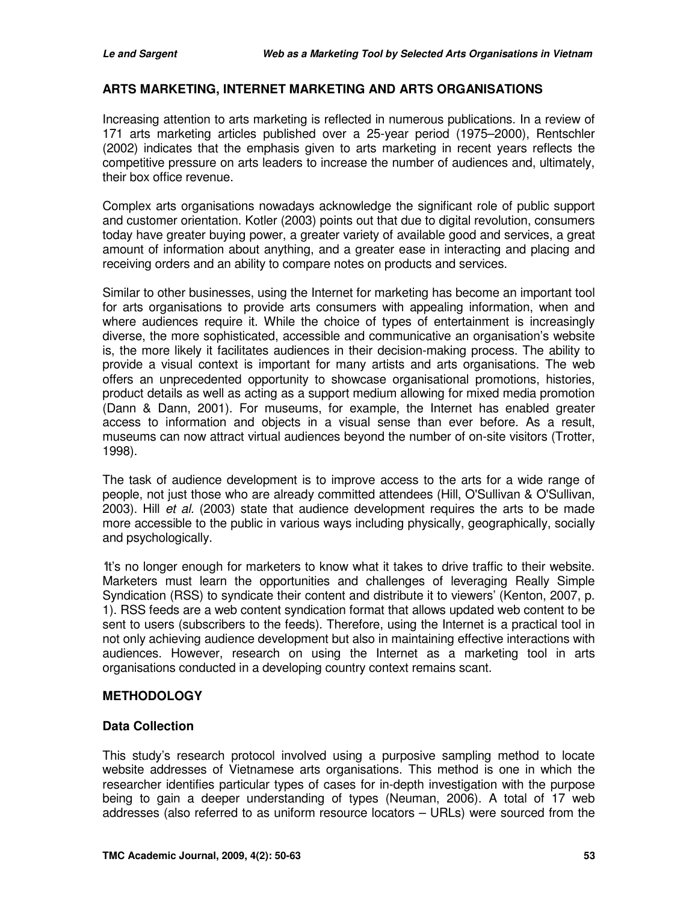## ARTS MARKETING, INTERNET MARKETING AND ARTS ORGANISATIONS

Increasing attention to arts marketing is reflected in numerous publications. In a review of 171 arts marketing articles published over a 25-year period (1975–2000), Rentschler (2002) indicates that the emphasis given to arts marketing in recent years reflects the competitive pressure on arts leaders to increase the number of audiences and, ultimately, their box office revenue.

Complex arts organisations nowadays acknowledge the significant role of public support and customer orientation. Kotler (2003) points out that due to digital revolution, consumers today have greater buying power, a greater variety of available good and services, a great amount of information about anything, and a greater ease in interacting and placing and receiving orders and an ability to compare notes on products and services.

Similar to other businesses, using the Internet for marketing has become an important tool for arts organisations to provide arts consumers with appealing information, when and where audiences require it. While the choice of types of entertainment is increasingly diverse, the more sophisticated, accessible and communicative an organisation's website is, the more likely it facilitates audiences in their decision-making process. The ability to provide a visual context is important for many artists and arts organisations. The web offers an unprecedented opportunity to showcase organisational promotions, histories, product details as well as acting as a support medium allowing for mixed media promotion (Dann & Dann, 2001). For museums, for example, the Internet has enabled greater access to information and objects in a visual sense than ever before. As a result, museums can now attract virtual audiences beyond the number of on-site visitors (Trotter, 1998).

The task of audience development is to improve access to the arts for a wide range of people, not just those who are already committed attendees (Hill, O'Sullivan & O'Sullivan, 2003). Hill *et al.* (2003) state that audience development requires the arts to be made more accessible to the public in various ways including physically, geographically, socially and psychologically.

'It's no longer enough for marketers to know what it takes to drive traffic to their website. Marketers must learn the opportunities and challenges of leveraging Really Simple Syndication (RSS) to syndicate their content and distribute it to viewers' (Kenton, 2007, p. 1). RSS feeds are a web content syndication format that allows updated web content to be sent to users (subscribers to the feeds). Therefore, using the Internet is a practical tool in not only achieving audience development but also in maintaining effective interactions with audiences. However, research on using the Internet as a marketing tool in arts organisations conducted in a developing country context remains scant.

## METHODOLOGY

### Data Collection

This study's research protocol involved using a purposive sampling method to locate website addresses of Vietnamese arts organisations. This method is one in which the researcher identifies particular types of cases for in-depth investigation with the purpose being to gain a deeper understanding of types (Neuman, 2006). A total of 17 web addresses (also referred to as uniform resource locators – URLs) were sourced from the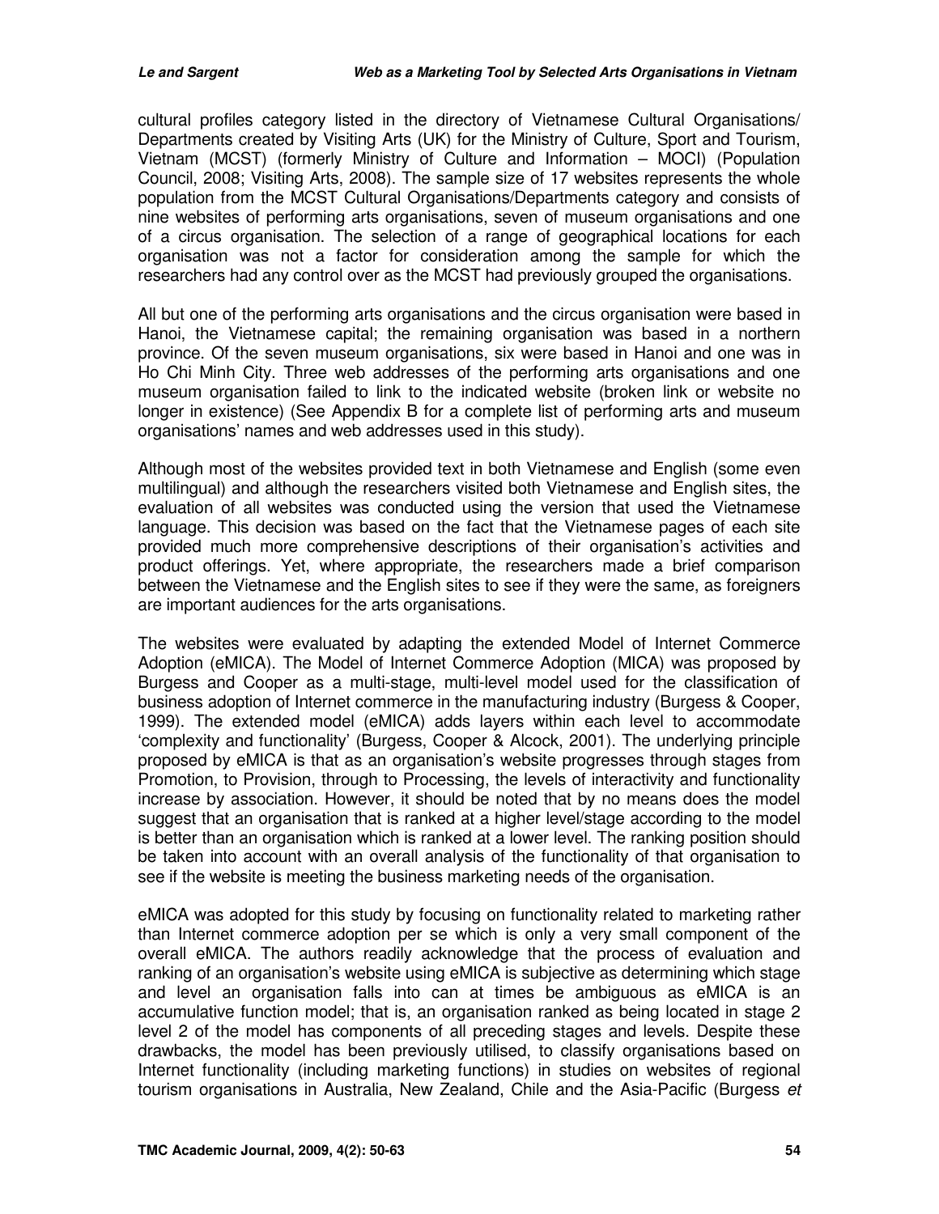cultural profiles category listed in the directory of Vietnamese Cultural Organisations/ Departments created by Visiting Arts (UK) for the Ministry of Culture, Sport and Tourism, Vietnam (MCST) (formerly Ministry of Culture and Information – MOCI) (Population Council, 2008; Visiting Arts, 2008). The sample size of 17 websites represents the whole population from the MCST Cultural Organisations/Departments category and consists of nine websites of performing arts organisations, seven of museum organisations and one of a circus organisation. The selection of a range of geographical locations for each organisation was not a factor for consideration among the sample for which the researchers had any control over as the MCST had previously grouped the organisations.

All but one of the performing arts organisations and the circus organisation were based in Hanoi, the Vietnamese capital; the remaining organisation was based in a northern province. Of the seven museum organisations, six were based in Hanoi and one was in Ho Chi Minh City. Three web addresses of the performing arts organisations and one museum organisation failed to link to the indicated website (broken link or website no longer in existence) (See Appendix B for a complete list of performing arts and museum organisations' names and web addresses used in this study).

Although most of the websites provided text in both Vietnamese and English (some even multilingual) and although the researchers visited both Vietnamese and English sites, the evaluation of all websites was conducted using the version that used the Vietnamese language. This decision was based on the fact that the Vietnamese pages of each site provided much more comprehensive descriptions of their organisation's activities and product offerings. Yet, where appropriate, the researchers made a brief comparison between the Vietnamese and the English sites to see if they were the same, as foreigners are important audiences for the arts organisations.

The websites were evaluated by adapting the extended Model of Internet Commerce Adoption (eMICA). The Model of Internet Commerce Adoption (MICA) was proposed by Burgess and Cooper as a multi-stage, multi-level model used for the classification of business adoption of Internet commerce in the manufacturing industry (Burgess & Cooper, 1999). The extended model (eMICA) adds layers within each level to accommodate 'complexity and functionality' (Burgess, Cooper & Alcock, 2001). The underlying principle proposed by eMICA is that as an organisation's website progresses through stages from Promotion, to Provision, through to Processing, the levels of interactivity and functionality increase by association. However, it should be noted that by no means does the model suggest that an organisation that is ranked at a higher level/stage according to the model is better than an organisation which is ranked at a lower level. The ranking position should be taken into account with an overall analysis of the functionality of that organisation to see if the website is meeting the business marketing needs of the organisation.

eMICA was adopted for this study by focusing on functionality related to marketing rather than Internet commerce adoption per se which is only a very small component of the overall eMICA. The authors readily acknowledge that the process of evaluation and ranking of an organisation's website using eMICA is subjective as determining which stage and level an organisation falls into can at times be ambiguous as eMICA is an accumulative function model; that is, an organisation ranked as being located in stage 2 level 2 of the model has components of all preceding stages and levels. Despite these drawbacks, the model has been previously utilised, to classify organisations based on Internet functionality (including marketing functions) in studies on websites of regional tourism organisations in Australia, New Zealand, Chile and the Asia-Pacific (Burgess *et*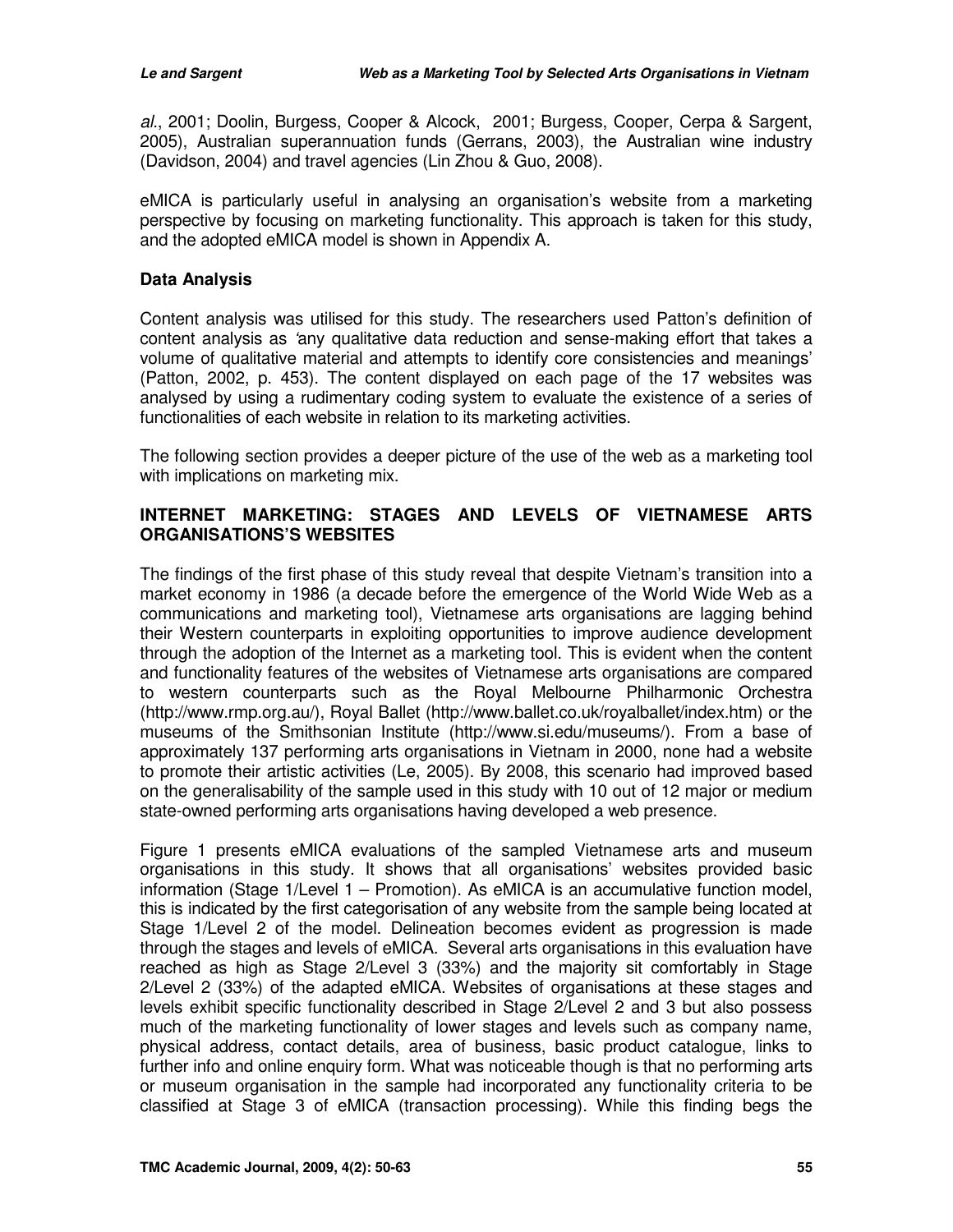*al*., 2001; Doolin, Burgess, Cooper & Alcock, 2001; Burgess, Cooper, Cerpa & Sargent, 2005), Australian superannuation funds (Gerrans, 2003), the Australian wine industry (Davidson, 2004) and travel agencies (Lin Zhou & Guo, 2008).

eMICA is particularly useful in analysing an organisation's website from a marketing perspective by focusing on marketing functionality. This approach is taken for this study, and the adopted eMICA model is shown in Appendix A.

## Data Analysis

Content analysis was utilised for this study. The researchers used Patton's definition of content analysis as 'any qualitative data reduction and sense-making effort that takes a volume of qualitative material and attempts to identify core consistencies and meanings' (Patton, 2002, p. 453). The content displayed on each page of the 17 websites was analysed by using a rudimentary coding system to evaluate the existence of a series of functionalities of each website in relation to its marketing activities.

The following section provides a deeper picture of the use of the web as a marketing tool with implications on marketing mix.

## INTERNET MARKETING: STAGES AND LEVELS OF VIETNAMESE ARTS ORGANISATIONS'S WEBSITES

The findings of the first phase of this study reveal that despite Vietnam's transition into a market economy in 1986 (a decade before the emergence of the World Wide Web as a communications and marketing tool), Vietnamese arts organisations are lagging behind their Western counterparts in exploiting opportunities to improve audience development through the adoption of the Internet as a marketing tool. This is evident when the content and functionality features of the websites of Vietnamese arts organisations are compared to western counterparts such as the Royal Melbourne Philharmonic Orchestra (http://www.rmp.org.au/), Royal Ballet (http://www.ballet.co.uk/royalballet/index.htm) or the museums of the Smithsonian Institute (http://www.si.edu/museums/). From a base of approximately 137 performing arts organisations in Vietnam in 2000, none had a website to promote their artistic activities (Le, 2005). By 2008, this scenario had improved based on the generalisability of the sample used in this study with 10 out of 12 major or medium state-owned performing arts organisations having developed a web presence.

Figure 1 presents eMICA evaluations of the sampled Vietnamese arts and museum organisations in this study. It shows that all organisations' websites provided basic information (Stage 1/Level 1 – Promotion). As eMICA is an accumulative function model, this is indicated by the first categorisation of any website from the sample being located at Stage 1/Level 2 of the model. Delineation becomes evident as progression is made through the stages and levels of eMICA. Several arts organisations in this evaluation have reached as high as Stage 2/Level 3 (33%) and the majority sit comfortably in Stage 2/Level 2 (33%) of the adapted eMICA. Websites of organisations at these stages and levels exhibit specific functionality described in Stage 2/Level 2 and 3 but also possess much of the marketing functionality of lower stages and levels such as company name, physical address, contact details, area of business, basic product catalogue, links to further info and online enquiry form. What was noticeable though is that no performing arts or museum organisation in the sample had incorporated any functionality criteria to be classified at Stage 3 of eMICA (transaction processing). While this finding begs the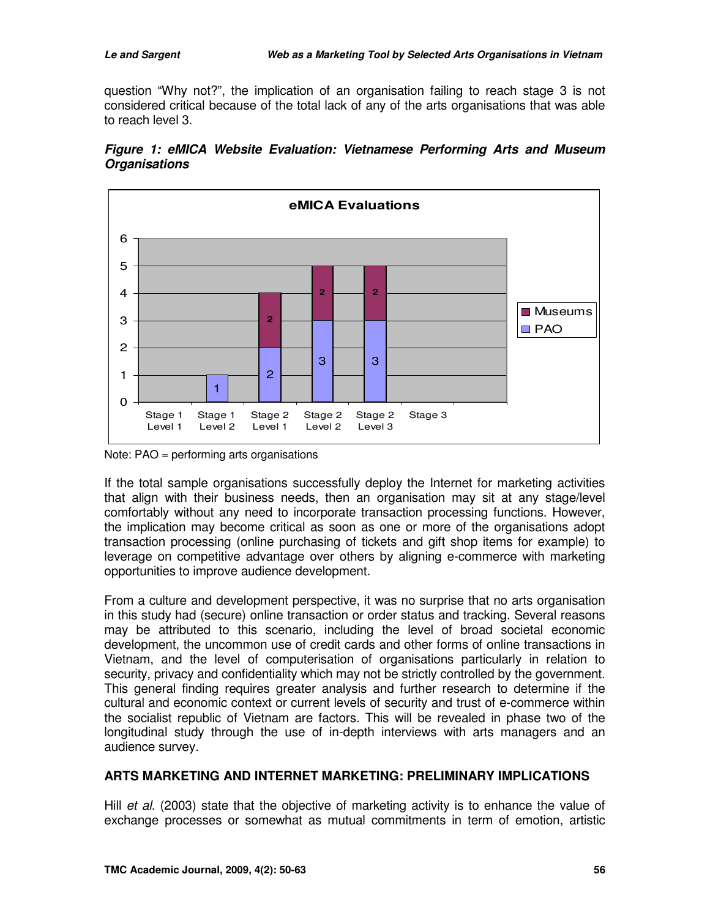question "Why not?", the implication of an organisation failing to reach stage 3 is not considered critical because of the total lack of any of the arts organisations that was able to reach level 3.

***Figure 1: eMICA Website Evaluation: Vietnamese Performing Arts and Museum Organisations***

Note: PAO = performing arts organisations

If the total sample organisations successfully deploy the Internet for marketing activities that align with their business needs, then an organisation may sit at any stage/level comfortably without any need to incorporate transaction processing functions. However, the implication may become critical as soon as one or more of the organisations adopt transaction processing (online purchasing of tickets and gift shop items for example) to leverage on competitive advantage over others by aligning e-commerce with marketing opportunities to improve audience development.

From a culture and development perspective, it was no surprise that no arts organisation in this study had (secure) online transaction or order status and tracking. Several reasons may be attributed to this scenario, including the level of broad societal economic development, the uncommon use of credit cards and other forms of online transactions in Vietnam, and the level of computerisation of organisations particularly in relation to security, privacy and confidentiality which may not be strictly controlled by the government. This general finding requires greater analysis and further research to determine if the cultural and economic context or current levels of security and trust of e-commerce within the socialist republic of Vietnam are factors. This will be revealed in phase two of the longitudinal study through the use of in-depth interviews with arts managers and an audience survey.

## ARTS MARKETING AND INTERNET MARKETING: PRELIMINARY IMPLICATIONS

Hill *et al.* (2003) state that the objective of marketing activity is to enhance the value of exchange processes or somewhat as mutual commitments in term of emotion, artistic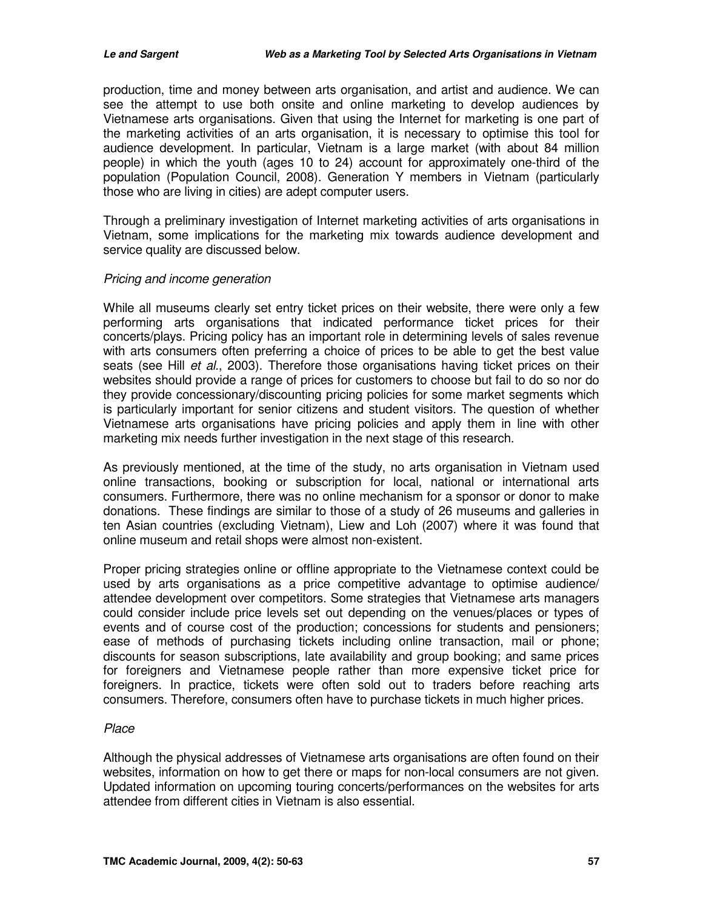production, time and money between arts organisation, and artist and audience. We can see the attempt to use both onsite and online marketing to develop audiences by Vietnamese arts organisations. Given that using the Internet for marketing is one part of the marketing activities of an arts organisation, it is necessary to optimise this tool for audience development. In particular, Vietnam is a large market (with about 84 million people) in which the youth (ages 10 to 24) account for approximately one-third of the population (Population Council, 2008). Generation Y members in Vietnam (particularly those who are living in cities) are adept computer users.

Through a preliminary investigation of Internet marketing activities of arts organisations in Vietnam, some implications for the marketing mix towards audience development and service quality are discussed below.

*Pricing and income generation*

While all museums clearly set entry ticket prices on their website, there were only a few performing arts organisations that indicated performance ticket prices for their concerts/plays. Pricing policy has an important role in determining levels of sales revenue with arts consumers often preferring a choice of prices to be able to get the best value seats (see Hill *et al*., 2003). Therefore those organisations having ticket prices on their websites should provide a range of prices for customers to choose but fail to do so nor do they provide concessionary/discounting pricing policies for some market segments which is particularly important for senior citizens and student visitors. The question of whether Vietnamese arts organisations have pricing policies and apply them in line with other marketing mix needs further investigation in the next stage of this research.

As previously mentioned, at the time of the study, no arts organisation in Vietnam used online transactions, booking or subscription for local, national or international arts consumers. Furthermore, there was no online mechanism for a sponsor or donor to make donations. These findings are similar to those of a study of 26 museums and galleries in ten Asian countries (excluding Vietnam), Liew and Loh (2007) where it was found that online museum and retail shops were almost non-existent.

Proper pricing strategies online or offline appropriate to the Vietnamese context could be used by arts organisations as a price competitive advantage to optimise audience/ attendee development over competitors. Some strategies that Vietnamese arts managers could consider include price levels set out depending on the venues/places or types of events and of course cost of the production; concessions for students and pensioners; ease of methods of purchasing tickets including online transaction, mail or phone; discounts for season subscriptions, late availability and group booking; and same prices for foreigners and Vietnamese people rather than more expensive ticket price for foreigners. In practice, tickets were often sold out to traders before reaching arts consumers. Therefore, consumers often have to purchase tickets in much higher prices.

*Place*

Although the physical addresses of Vietnamese arts organisations are often found on their websites, information on how to get there or maps for non-local consumers are not given. Updated information on upcoming touring concerts/performances on the websites for arts attendee from different cities in Vietnam is also essential.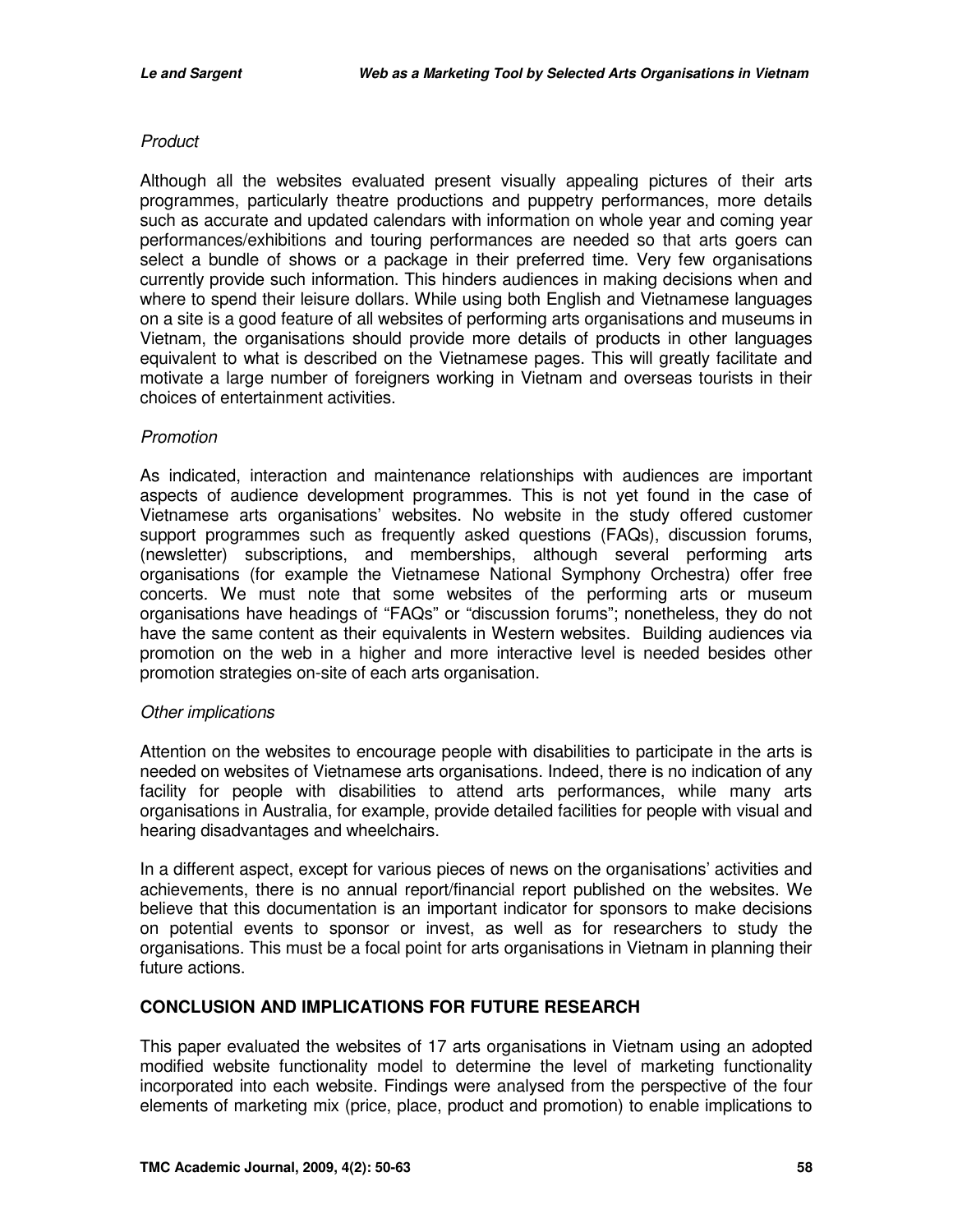*Product*

Although all the websites evaluated present visually appealing pictures of their arts programmes, particularly theatre productions and puppetry performances, more details such as accurate and updated calendars with information on whole year and coming year performances/exhibitions and touring performances are needed so that arts goers can select a bundle of shows or a package in their preferred time. Very few organisations currently provide such information. This hinders audiences in making decisions when and where to spend their leisure dollars. While using both English and Vietnamese languages on a site is a good feature of all websites of performing arts organisations and museums in Vietnam, the organisations should provide more details of products in other languages equivalent to what is described on the Vietnamese pages. This will greatly facilitate and motivate a large number of foreigners working in Vietnam and overseas tourists in their choices of entertainment activities.

*Promotion*

As indicated, interaction and maintenance relationships with audiences are important aspects of audience development programmes. This is not yet found in the case of Vietnamese arts organisations' websites. No website in the study offered customer support programmes such as frequently asked questions (FAQs), discussion forums, (newsletter) subscriptions, and memberships, although several performing arts organisations (for example the Vietnamese National Symphony Orchestra) offer free concerts. We must note that some websites of the performing arts or museum organisations have headings of "FAQs" or "discussion forums"; nonetheless, they do not have the same content as their equivalents in Western websites. Building audiences via promotion on the web in a higher and more interactive level is needed besides other promotion strategies on-site of each arts organisation.

*Other implications*

Attention on the websites to encourage people with disabilities to participate in the arts is needed on websites of Vietnamese arts organisations. Indeed, there is no indication of any facility for people with disabilities to attend arts performances, while many arts organisations in Australia, for example, provide detailed facilities for people with visual and hearing disadvantages and wheelchairs.

In a different aspect, except for various pieces of news on the organisations' activities and achievements, there is no annual report/financial report published on the websites. We believe that this documentation is an important indicator for sponsors to make decisions on potential events to sponsor or invest, as well as for researchers to study the organisations. This must be a focal point for arts organisations in Vietnam in planning their future actions.

## CONCLUSION AND IMPLICATIONS FOR FUTURE RESEARCH

This paper evaluated the websites of 17 arts organisations in Vietnam using an adopted modified website functionality model to determine the level of marketing functionality incorporated into each website. Findings were analysed from the perspective of the four elements of marketing mix (price, place, product and promotion) to enable implications to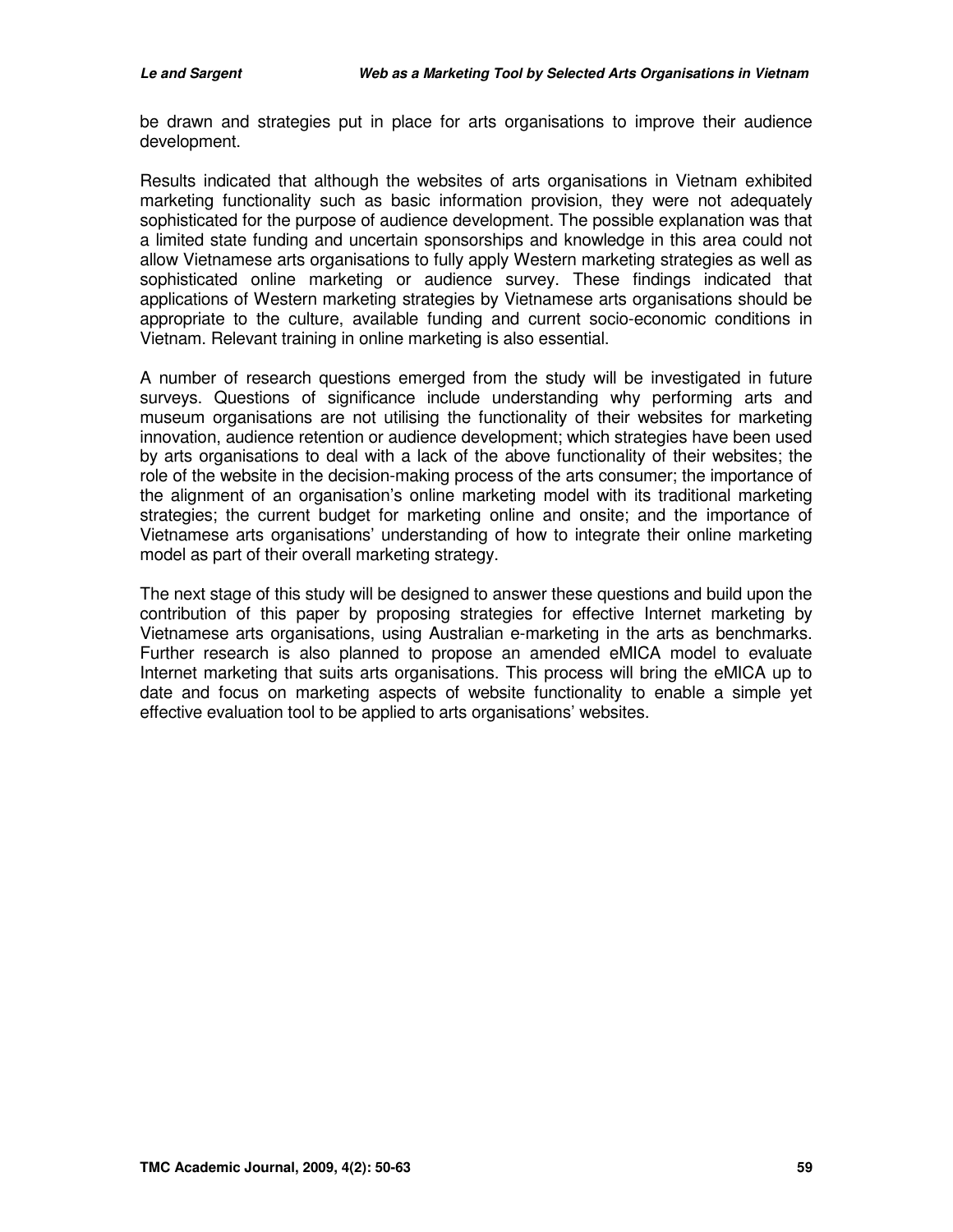be drawn and strategies put in place for arts organisations to improve their audience development.

Results indicated that although the websites of arts organisations in Vietnam exhibited marketing functionality such as basic information provision, they were not adequately sophisticated for the purpose of audience development. The possible explanation was that a limited state funding and uncertain sponsorships and knowledge in this area could not allow Vietnamese arts organisations to fully apply Western marketing strategies as well as sophisticated online marketing or audience survey. These findings indicated that applications of Western marketing strategies by Vietnamese arts organisations should be appropriate to the culture, available funding and current socio-economic conditions in Vietnam. Relevant training in online marketing is also essential.

A number of research questions emerged from the study will be investigated in future surveys. Questions of significance include understanding why performing arts and museum organisations are not utilising the functionality of their websites for marketing innovation, audience retention or audience development; which strategies have been used by arts organisations to deal with a lack of the above functionality of their websites; the role of the website in the decision-making process of the arts consumer; the importance of the alignment of an organisation's online marketing model with its traditional marketing strategies; the current budget for marketing online and onsite; and the importance of Vietnamese arts organisations' understanding of how to integrate their online marketing model as part of their overall marketing strategy.

The next stage of this study will be designed to answer these questions and build upon the contribution of this paper by proposing strategies for effective Internet marketing by Vietnamese arts organisations, using Australian e-marketing in the arts as benchmarks. Further research is also planned to propose an amended eMICA model to evaluate Internet marketing that suits arts organisations. This process will bring the eMICA up to date and focus on marketing aspects of website functionality to enable a simple yet effective evaluation tool to be applied to arts organisations' websites.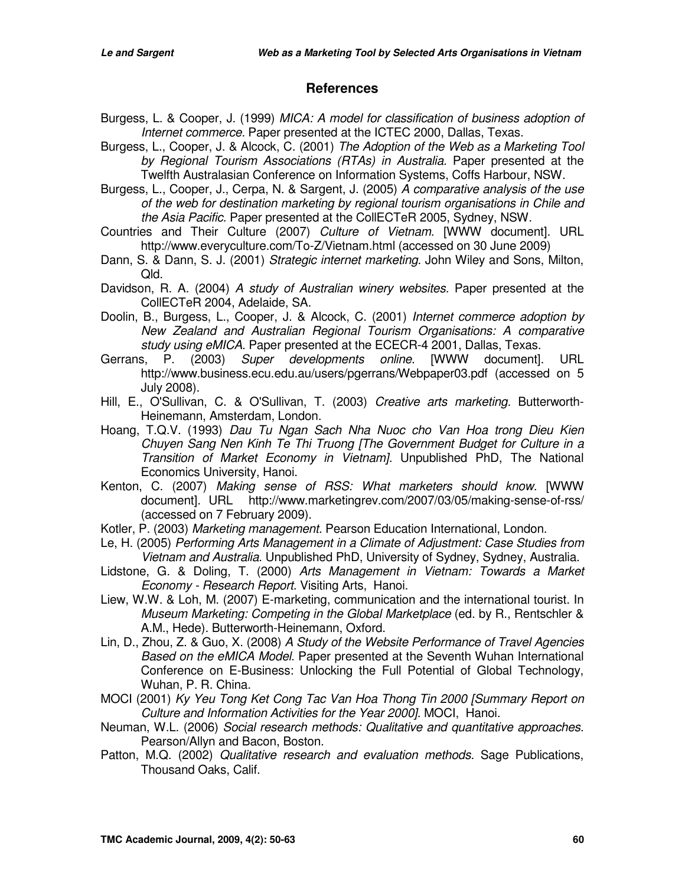## References

Burgess, L. & Cooper, J. (1999) *MICA: A model for classification of business adoption of Internet commerce.* Paper presented at the ICTEC 2000, Dallas, Texas.

Burgess, L., Cooper, J. & Alcock, C. (2001) *The Adoption of the Web as a Marketing Tool by Regional Tourism Associations (RTAs) in Australia*. Paper presented at the Twelfth Australasian Conference on Information Systems, Coffs Harbour, NSW.

Burgess, L., Cooper, J., Cerpa, N. & Sargent, J. (2005) *A comparative analysis of the use of the web for destination marketing by regional tourism organisations in Chile and the Asia Pacific.* Paper presented at the CollECTeR 2005, Sydney, NSW.

Countries and Their Culture (2007) *Culture of Vietnam*. [WWW document]. URL http://www.everyculture.com/To-Z/Vietnam.html (accessed on 30 June 2009)

Dann, S. & Dann, S. J. (2001) *Strategic internet marketing.* John Wiley and Sons, Milton, Qld.

Davidson, R. A. (2004) *A study of Australian winery websites.* Paper presented at the CollECTeR 2004, Adelaide, SA.

Doolin, B., Burgess, L., Cooper, J. & Alcock, C. (2001) *Internet commerce adoption by New Zealand and Australian Regional Tourism Organisations: A comparative study using eMICA.* Paper presented at the ECECR-4 2001, Dallas, Texas.

Gerrans, P. (2003) *Super developments online*. [WWW document]. URL http://www.business.ecu.edu.au/users/pgerrans/Webpaper03.pdf (accessed on 5 July 2008).

Hill, E., O'Sullivan, C. & O'Sullivan, T. (2003) *Creative arts marketing.* Butterworth-Heinemann, Amsterdam, London.

Hoang, T.Q.V. (1993) *Dau Tu Ngan Sach Nha Nuoc cho Van Hoa trong Dieu Kien Chuyen Sang Nen Kinh Te Thi Truong [The Government Budget for Culture in a Transition of Market Economy in Vietnam]*. Unpublished PhD, The National Economics University, Hanoi.

Kenton, C. (2007) *Making sense of RSS: What marketers should know*. [WWW document]. URL http://www.marketingrev.com/2007/03/05/making-sense-of-rss/ (accessed on 7 February 2009).

Kotler, P. (2003) *Marketing management*. Pearson Education International, London.

Le, H. (2005) *Performing Arts Management in a Climate of Adjustment: Case Studies from Vietnam and Australia*. Unpublished PhD, University of Sydney, Sydney, Australia.

Lidstone, G. & Doling, T. (2000) *Arts Management in Vietnam: Towards a Market Economy - Research Report*. Visiting Arts, Hanoi.

Liew, W.W. & Loh, M. (2007) E-marketing, communication and the international tourist. In *Museum Marketing: Competing in the Global Marketplace* (ed. by R., Rentschler & A.M., Hede). Butterworth-Heinemann, Oxford.

Lin, D., Zhou, Z. & Guo, X. (2008) *A Study of the Website Performance of Travel Agencies Based on the eMICA Model*. Paper presented at the Seventh Wuhan International Conference on E-Business: Unlocking the Full Potential of Global Technology, Wuhan, P. R. China.

MOCI (2001) *Ky Yeu Tong Ket Cong Tac Van Hoa Thong Tin 2000 [Summary Report on Culture and Information Activities for the Year 2000]*. MOCI, Hanoi.

Neuman, W.L. (2006) *Social research methods: Qualitative and quantitative approaches.* Pearson/Allyn and Bacon, Boston.

Patton, M.Q. (2002) *Qualitative research and evaluation methods.* Sage Publications, Thousand Oaks, Calif.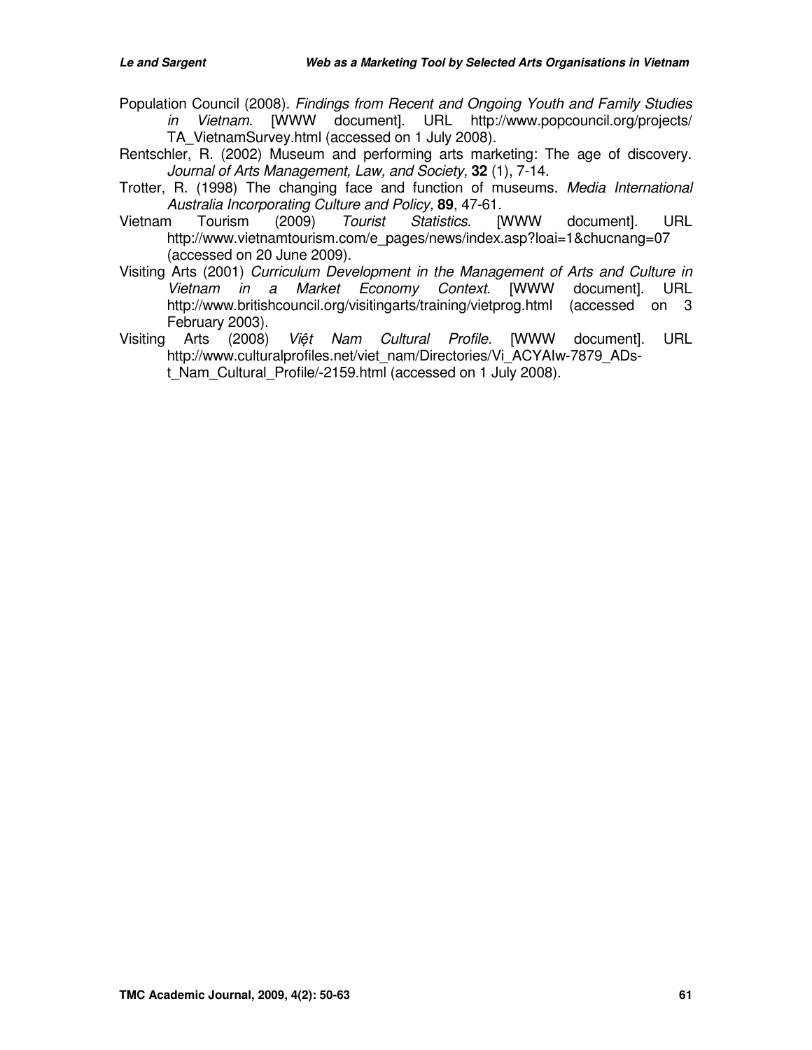Population Council (2008). *Findings from Recent and Ongoing Youth and Family Studies in Vietnam*. [WWW document]. URL http://www.popcouncil.org/projects/TA_VietnamSurvey.html (accessed on 1 July 2008).

Rentschler, R. (2002) Museum and performing arts marketing: The age of discovery. *Journal of Arts Management, Law, and Society,* **32** (1), 7-14.

Trotter, R. (1998) The changing face and function of museums. *Media International Australia Incorporating Culture and Policy,* **89**, 47-61.

Vietnam Tourism (2009) *Tourist Statistics*. [WWW document]. URL http://www.vietnamtourism.com/e_pages/news/index.asp?loai=1&chucnang=07 (accessed on 20 June 2009).

Visiting Arts (2001) *Curriculum Development in the Management of Arts and Culture in Vietnam in a Market Economy Context*. [WWW document]. URL http://www.britishcouncil.org/visitingarts/training/vietprog.html (accessed on 3 February 2003).

Visiting Arts (2008) *Việt Nam Cultural Profile.* [WWW document]. URL http://www.culturalprofiles.net/viet_nam/Directories/Vi_ACYAIw-7879_ADs-t_Nam_Cultural_Profile/-2159.html (accessed on 1 July 2008).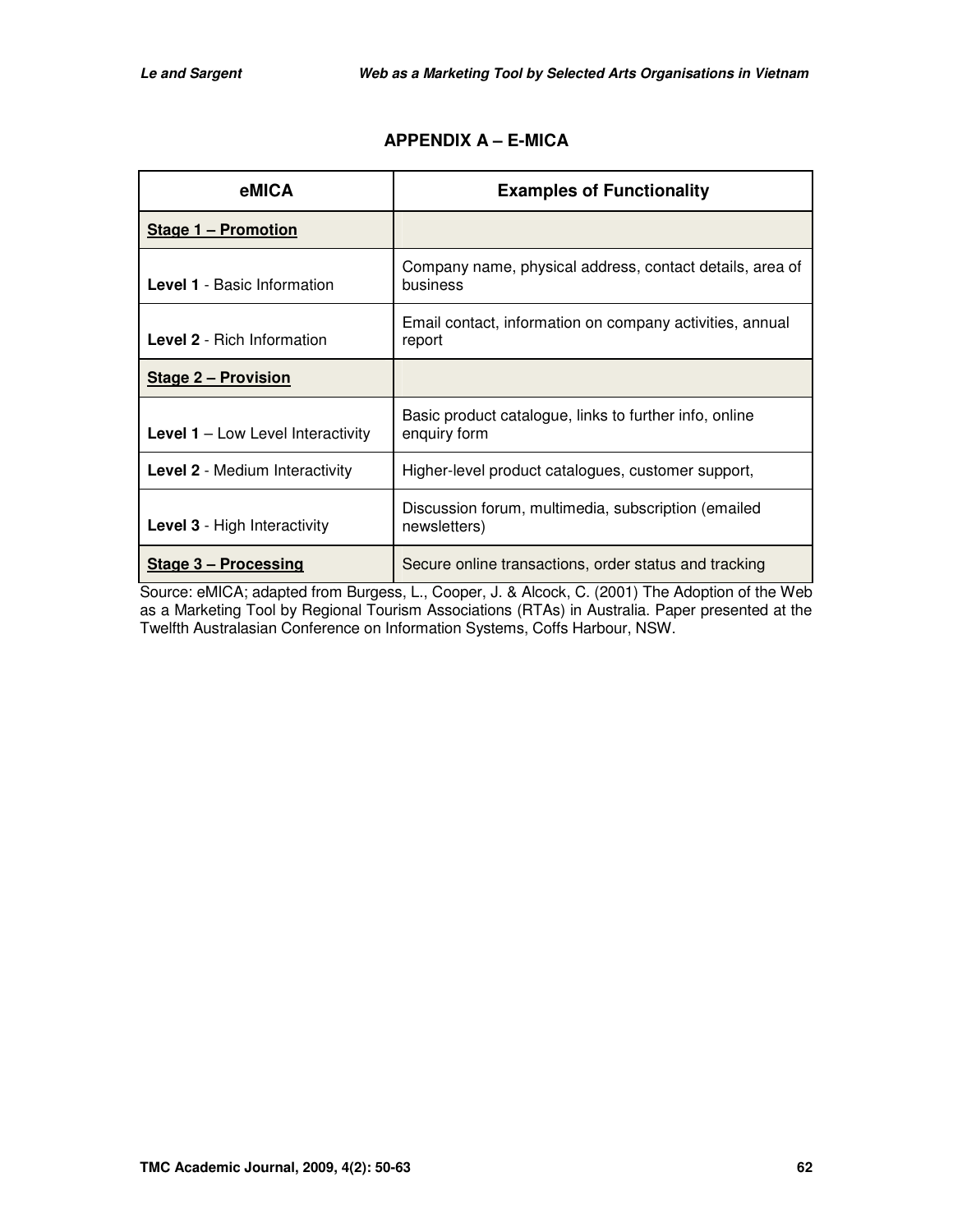## APPENDIX A – E-MICA

| eMICA | Examples of Functionality |
|---|---|
| **Stage 1 – Promotion** | |
| **Level 1** - Basic Information | Company name, physical address, contact details, area of business |
| **Level 2** - Rich Information | Email contact, information on company activities, annual report |
| **Stage 2 – Provision** | |
| **Level 1** – Low Level Interactivity | Basic product catalogue, links to further info, online enquiry form |
| **Level 2** - Medium Interactivity | Higher-level product catalogues, customer support, |
| **Level 3** - High Interactivity | Discussion forum, multimedia, subscription (emailed newsletters) |
| **Stage 3 – Processing** | Secure online transactions, order status and tracking |

Source: eMICA; adapted from Burgess, L., Cooper, J. & Alcock, C. (2001) The Adoption of the Web as a Marketing Tool by Regional Tourism Associations (RTAs) in Australia. Paper presented at the Twelfth Australasian Conference on Information Systems, Coffs Harbour, NSW.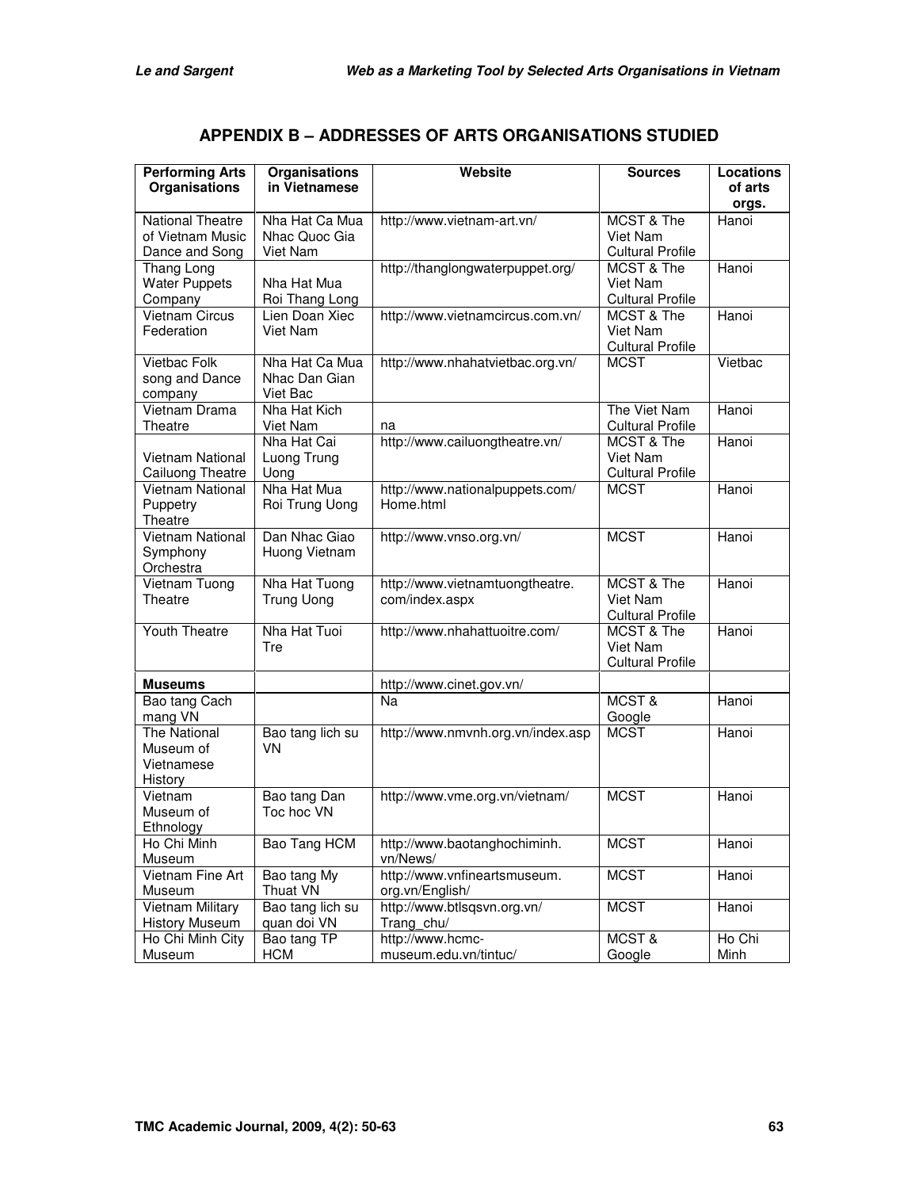## APPENDIX B – ADDRESSES OF ARTS ORGANISATIONS STUDIED

| Performing Arts Organisations | Organisations in Vietnamese | Website | Sources | Locations of arts orgs. |
|---|---|---|---|---|
| National Theatre of Vietnam Music Dance and Song | Nha Hat Ca Mua Nhac Quoc Gia Viet Nam | http://www.vietnam-art.vn/ | MCST & The Viet Nam Cultural Profile | Hanoi |
| Thang Long Water Puppets Company | Nha Hat Mua Roi Thang Long | http://thanglongwaterpuppet.org/ | MCST & The Viet Nam Cultural Profile | Hanoi |
| Vietnam Circus Federation | Lien Doan Xiec Viet Nam | http://www.vietnamcircus.com.vn/ | MCST & The Viet Nam Cultural Profile | Hanoi |
| Vietbac Folk song and Dance company | Nha Hat Ca Mua Nhac Dan Gian Viet Bac | http://www.nhahatvietbac.org.vn/ | MCST | Vietbac |
| Vietnam Drama Theatre | Nha Hat Kich Viet Nam | na | The Viet Nam Cultural Profile | Hanoi |
| Vietnam National Cailuong Theatre | Nha Hat Cai Luong Trung Uong | http://www.cailuongtheatre.vn/ | MCST & The Viet Nam Cultural Profile | Hanoi |
| Vietnam National Puppetry Theatre | Nha Hat Mua Roi Trung Uong | http://www.nationalpuppets.com/Home.html | MCST | Hanoi |
| Vietnam National Symphony Orchestra | Dan Nhac Giao Huong Vietnam | http://www.vnso.org.vn/ | MCST | Hanoi |
| Vietnam Tuong Theatre | Nha Hat Tuong Trung Uong | http://www.vietnamtuongtheatre.com/index.aspx | MCST & The Viet Nam Cultural Profile | Hanoi |
| Youth Theatre | Nha Hat Tuoi Tre | http://www.nhahattuoitre.com/ | MCST & The Viet Nam Cultural Profile | Hanoi |
| **Museums** | | http://www.cinet.gov.vn/ | | |
| Bao tang Cach mang VN | | Na | MCST & Google | Hanoi |
| The National Museum of Vietnamese History | Bao tang lich su VN | http://www.nmvnh.org.vn/index.asp | MCST | Hanoi |
| Vietnam Museum of Ethnology | Bao tang Dan Toc hoc VN | http://www.vme.org.vn/vietnam/ | MCST | Hanoi |
| Ho Chi Minh Museum | Bao Tang HCM | http://www.baotanghochiminh.vn/News/ | MCST | Hanoi |
| Vietnam Fine Art Museum | Bao tang My Thuat VN | http://www.vnfineartsmuseum.org.vn/English/ | MCST | Hanoi |
| Vietnam Military History Museum | Bao tang lich su quan doi VN | http://www.btlsqsvn.org.vn/Trang_chu/ | MCST | Hanoi |
| Ho Chi Minh City Museum | Bao tang TP HCM | http://www.hcmc-museum.edu.vn/tintuc/ | MCST & Google | Ho Chi Minh |